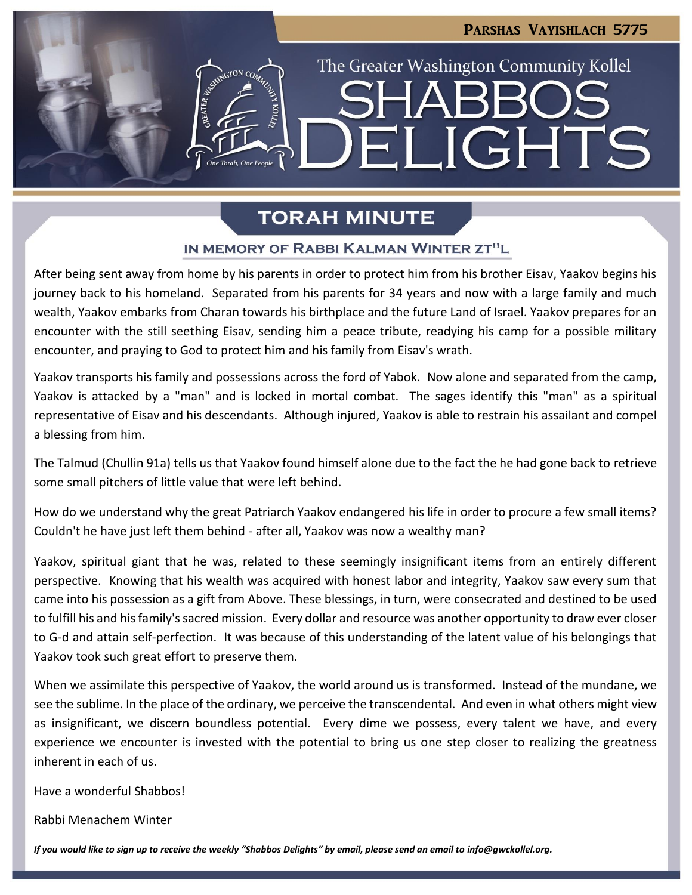# Parshas Vayishlach 5775

## The Greater Washington Community Kollel

# SHABBOS DELIGHTS

## TORAH MINUTE

### IN MEMORY OF RABBI KALMAN WINTER ZT"L

After being sent away from home by his parents in order to protect him from his brother Eisav, Yaakov begins his journey back to his homeland. Separated from his parents for 34 years and now with a large family and much wealth, Yaakov embarks from Charan towards his birthplace and the future Land of Israel. Yaakov prepares for an encounter with the still seething Eisav, sending him a peace tribute, readying his camp for a possible military encounter, and praying to God to protect him and his family from Eisav's wrath.

Yaakov transports his family and possessions across the ford of Yabok. Now alone and separated from the camp, Yaakov is attacked by a "man" and is locked in mortal combat. The sages identify this "man" as a spiritual representative of Eisav and his descendants. Although injured, Yaakov is able to restrain his assailant and compel a blessing from him.

The Talmud (Chullin 91a) tells us that Yaakov found himself alone due to the fact the he had gone back to retrieve some small pitchers of little value that were left behind.

How do we understand why the great Patriarch Yaakov endangered his life in order to procure a few small items? Couldn't he have just left them behind - after all, Yaakov was now a wealthy man?

Yaakov, spiritual giant that he was, related to these seemingly insignificant items from an entirely different perspective. Knowing that his wealth was acquired with honest labor and integrity, Yaakov saw every sum that came into his possession as a gift from Above. These blessings, in turn, were consecrated and destined to be used to fulfill his and his family's sacred mission. Every dollar and resource was another opportunity to draw ever closer to G-d and attain self-perfection. It was because of this understanding of the latent value of his belongings that Yaakov took such great effort to preserve them.

When we assimilate this perspective of Yaakov, the world around us is transformed. Instead of the mundane, we see the sublime. In the place of the ordinary, we perceive the transcendental. And even in what others might view as insignificant, we discern boundless potential. Every dime we possess, every talent we have, and every experience we encounter is invested with the potential to bring us one step closer to realizing the greatness inherent in each of us.

Have a wonderful Shabbos!

Rabbi Menachem Winter

*If you would like to sign up to receive the weekly "Shabbos Delights" by email, please send an email to info@gwckollel.org.*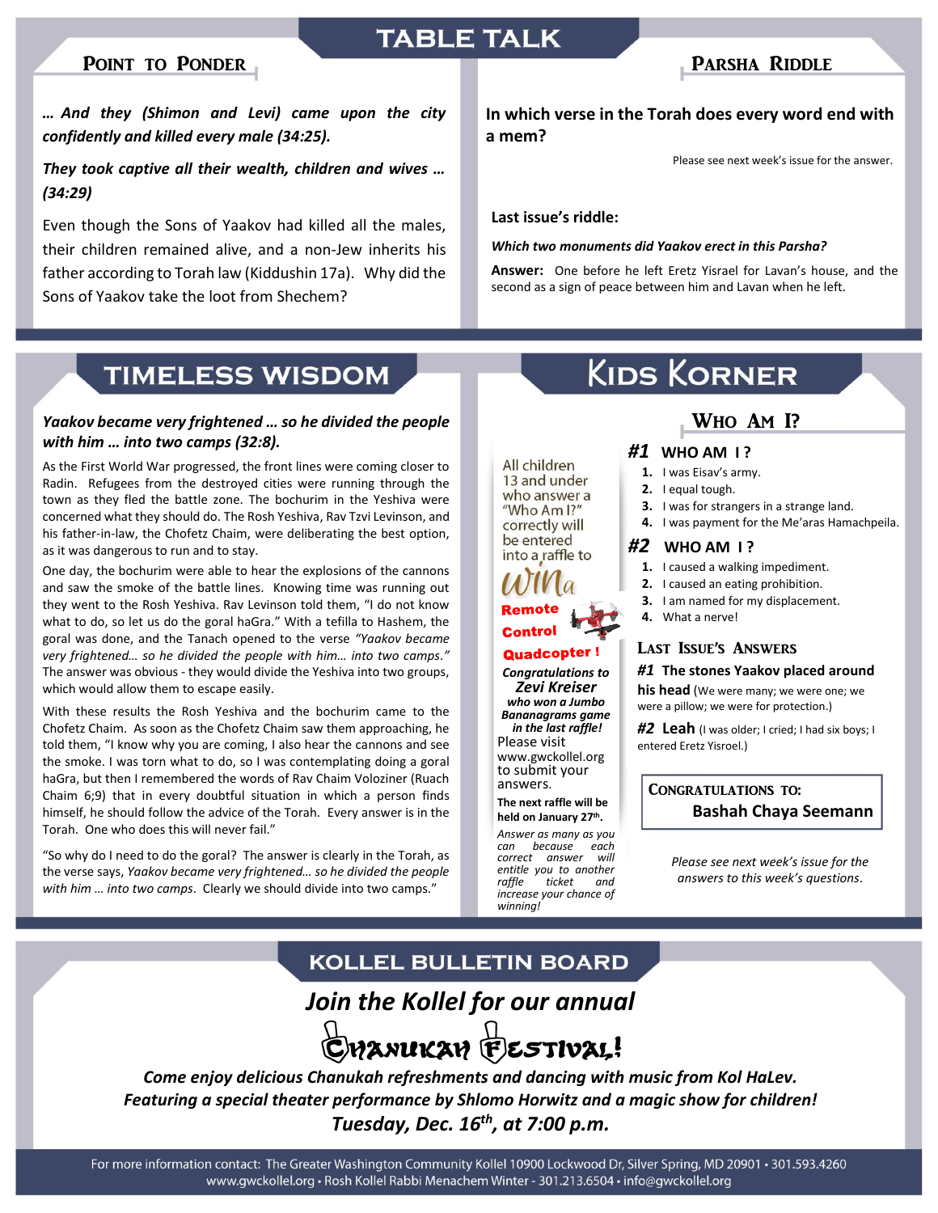# TABLE TALK

## Point to Ponder

***… And they (Shimon and Levi) came upon the city confidently and killed every male (34:25).***

***They took captive all their wealth, children and wives … (34:29)***

Even though the Sons of Yaakov had killed all the males, their children remained alive, and a non-Jew inherits his father according to Torah law (Kiddushin 17a). Why did the Sons of Yaakov take the loot from Shechem?

## Parsha Riddle

**In which verse in the Torah does every word end with a mem?**

Please see next week's issue for the answer.

**Last issue's riddle:**

***Which two monuments did Yaakov erect in this Parsha?***

**Answer:** One before he left Eretz Yisrael for Lavan's house, and the second as a sign of peace between him and Lavan when he left.

# TIMELESS WISDOM

***Yaakov became very frightened … so he divided the people with him … into two camps (32:8).***

As the First World War progressed, the front lines were coming closer to Radin. Refugees from the destroyed cities were running through the town as they fled the battle zone. The bochurim in the Yeshiva were concerned what they should do. The Rosh Yeshiva, Rav Tzvi Levinson, and his father-in-law, the Chofetz Chaim, were deliberating the best option, as it was dangerous to run and to stay.

One day, the bochurim were able to hear the explosions of the cannons and saw the smoke of the battle lines. Knowing time was running out they went to the Rosh Yeshiva. Rav Levinson told them, "I do not know what to do, so let us do the goral haGra." With a tefilla to Hashem, the goral was done, and the Tanach opened to the verse *"Yaakov became very frightened… so he divided the people with him… into two camps."* The answer was obvious - they would divide the Yeshiva into two groups, which would allow them to escape easily.

With these results the Rosh Yeshiva and the bochurim came to the Chofetz Chaim. As soon as the Chofetz Chaim saw them approaching, he told them, "I know why you are coming, I also hear the cannons and see the smoke. I was torn what to do, so I was contemplating doing a goral haGra, but then I remembered the words of Rav Chaim Voloziner (Ruach Chaim 6;9) that in every doubtful situation in which a person finds himself, he should follow the advice of the Torah. Every answer is in the Torah. One who does this will never fail."

"So why do I need to do the goral? The answer is clearly in the Torah, as the verse says, *Yaakov became very frightened… so he divided the people with him … into two camps*. Clearly we should divide into two camps."

# KIDS KORNER

All children 13 and under who answer a "Who Am I?" correctly will be entered into a raffle to **Win a Remote Control Quadcopter!**

***Congratulations to Zevi Kreiser who won a Jumbo Bananagrams game in the last raffle!***

Please visit www.gwckollel.org to submit your answers.

**The next raffle will be held on January 27th.**

*Answer as many as you can because each correct answer will entitle you to another raffle ticket and increase your chance of winning!*

## Who Am I?

### #1 WHO AM I ?

1. I was Eisav's army.
2. I equal tough.
3. I was for strangers in a strange land.
4. I was payment for the Me'aras Hamachpeila.

### #2 WHO AM I ?

1. I caused a walking impediment.
2. I caused an eating prohibition.
3. I am named for my displacement.
4. What a nerve!

## Last Issue's Answers

**#1 The stones Yaakov placed around his head** (We were many; we were one; we were a pillow; we were for protection.)

**#2 Leah** (I was older; I cried; I had six boys; I entered Eretz Yisroel.)

**Congratulations to: Bashah Chaya Seemann**

*Please see next week's issue for the answers to this week's questions.*

# KOLLEL BULLETIN BOARD

***Join the Kollel for our annual***

## Chanukah Festival!

***Come enjoy delicious Chanukah refreshments and dancing with music from Kol HaLev. Featuring a special theater performance by Shlomo Horwitz and a magic show for children!***

***Tuesday, Dec. 16th, at 7:00 p.m.***

For more information contact: The Greater Washington Community Kollel 10900 Lockwood Dr, Silver Spring, MD 20901 • 301.593.4260
www.gwckollel.org • Rosh Kollel Rabbi Menachem Winter - 301.213.6504 • info@gwckollel.org